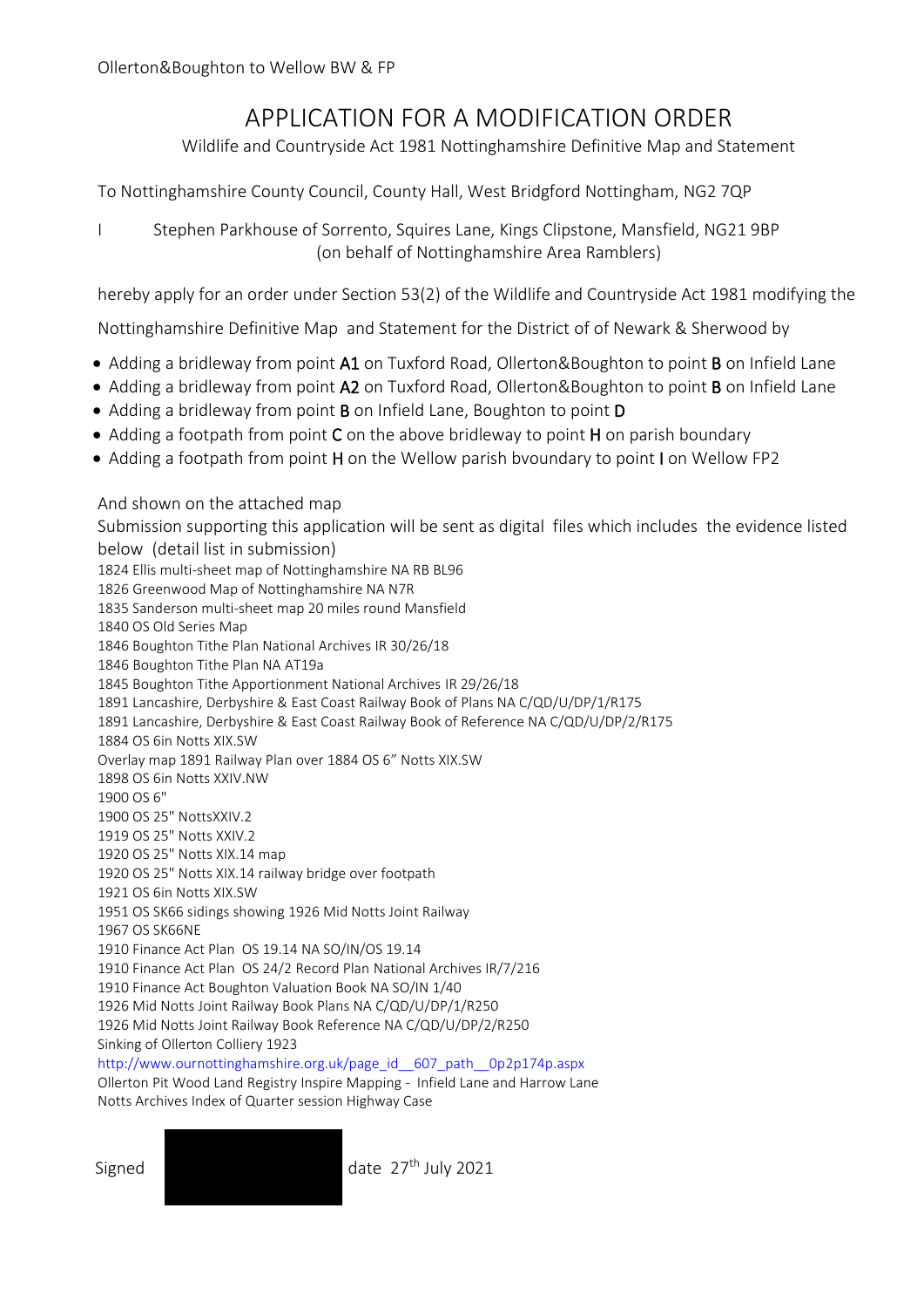Ollerton&Boughton to Wellow BW & FP

# APPLICATION FOR A MODIFICATION ORDER

Wildlife and Countryside Act 1981 Nottinghamshire Definitive Map and Statement

To Nottinghamshire County Council, County Hall, West Bridgford Nottingham, NG2 7QP

I Stephen Parkhouse of Sorrento, Squires Lane, Kings Clipstone, Mansfield, NG21 9BP
(on behalf of Nottinghamshire Area Ramblers)

hereby apply for an order under Section 53(2) of the Wildlife and Countryside Act 1981 modifying the

Nottinghamshire Definitive Map and Statement for the District of of Newark & Sherwood by

- Adding a bridleway from point **A1** on Tuxford Road, Ollerton&Boughton to point **B** on Infield Lane
- Adding a bridleway from point **A2** on Tuxford Road, Ollerton&Boughton to point **B** on Infield Lane
- Adding a bridleway from point **B** on Infield Lane, Boughton to point **D**
- Adding a footpath from point **C** on the above bridleway to point **H** on parish boundary
- Adding a footpath from point **H** on the Wellow parish bvoundary to point **I** on Wellow FP2

And shown on the attached map

Submission supporting this application will be sent as digital files which includes the evidence listed below (detail list in submission)

1824 Ellis multi-sheet map of Nottinghamshire NA RB BL96
1826 Greenwood Map of Nottinghamshire NA N7R
1835 Sanderson multi-sheet map 20 miles round Mansfield
1840 OS Old Series Map
1846 Boughton Tithe Plan National Archives IR 30/26/18
1846 Boughton Tithe Plan NA AT19a
1845 Boughton Tithe Apportionment National Archives IR 29/26/18
1891 Lancashire, Derbyshire & East Coast Railway Book of Plans NA C/QD/U/DP/1/R175
1891 Lancashire, Derbyshire & East Coast Railway Book of Reference NA C/QD/U/DP/2/R175
1884 OS 6in Notts XIX.SW
Overlay map 1891 Railway Plan over 1884 OS 6" Notts XIX.SW
1898 OS 6in Notts XXIV.NW
1900 OS 6"
1900 OS 25" NottsXXIV.2
1919 OS 25" Notts XXIV.2
1920 OS 25" Notts XIX.14 map
1920 OS 25" Notts XIX.14 railway bridge over footpath
1921 OS 6in Notts XIX.SW
1951 OS SK66 sidings showing 1926 Mid Notts Joint Railway
1967 OS SK66NE
1910 Finance Act Plan OS 19.14 NA SO/IN/OS 19.14
1910 Finance Act Plan OS 24/2 Record Plan National Archives IR/7/216
1910 Finance Act Boughton Valuation Book NA SO/IN 1/40
1926 Mid Notts Joint Railway Book Plans NA C/QD/U/DP/1/R250
1926 Mid Notts Joint Railway Book Reference NA C/QD/U/DP/2/R250
Sinking of Ollerton Colliery 1923
http://www.ournottinghamshire.org.uk/page_id__607_path__0p2p174p.aspx
Ollerton Pit Wood Land Registry Inspire Mapping - Infield Lane and Harrow Lane
Notts Archives Index of Quarter session Highway Case

Signed [redacted] date 27th July 2021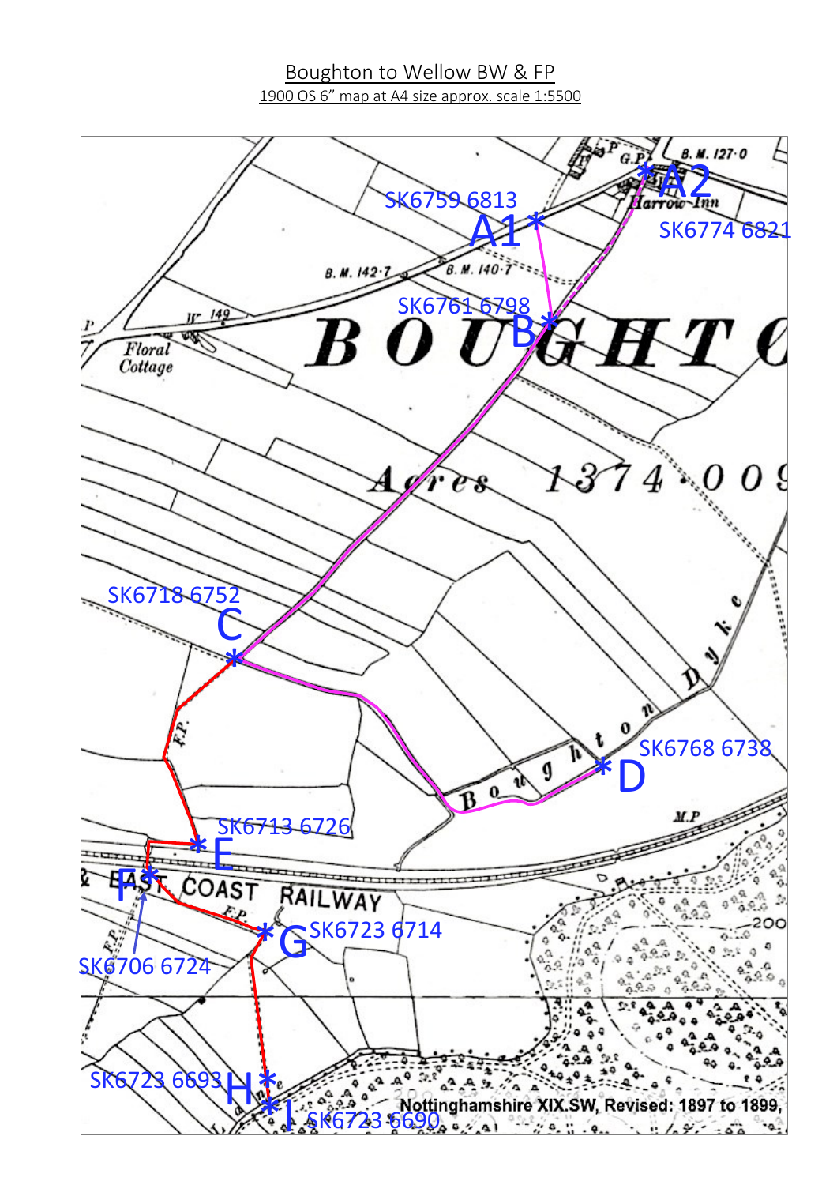Boughton to Wellow BW & FP

1900 OS 6" map at A4 size approx. scale 1:5500

A1 SK6759 6813

A2 SK6774 6821

B SK6761 6798

C SK6718 6752

D SK6768 6738

E SK6713 6726

F SK6706 6724

G SK6723 6714

H SK6723 6693

I SK6723 6690

Floral Cottage

Harrow Inn

G.P.

B.M. 127·0

B.M. 142·7

B.M. 140·7

W 149

BOUGHTON

Acres 1374·009

Boughton Dyke

F.P.

M.P

EAST COAST RAILWAY

F.P.

200

Nottinghamshire XIX.SW, Revised: 1897 to 1899,